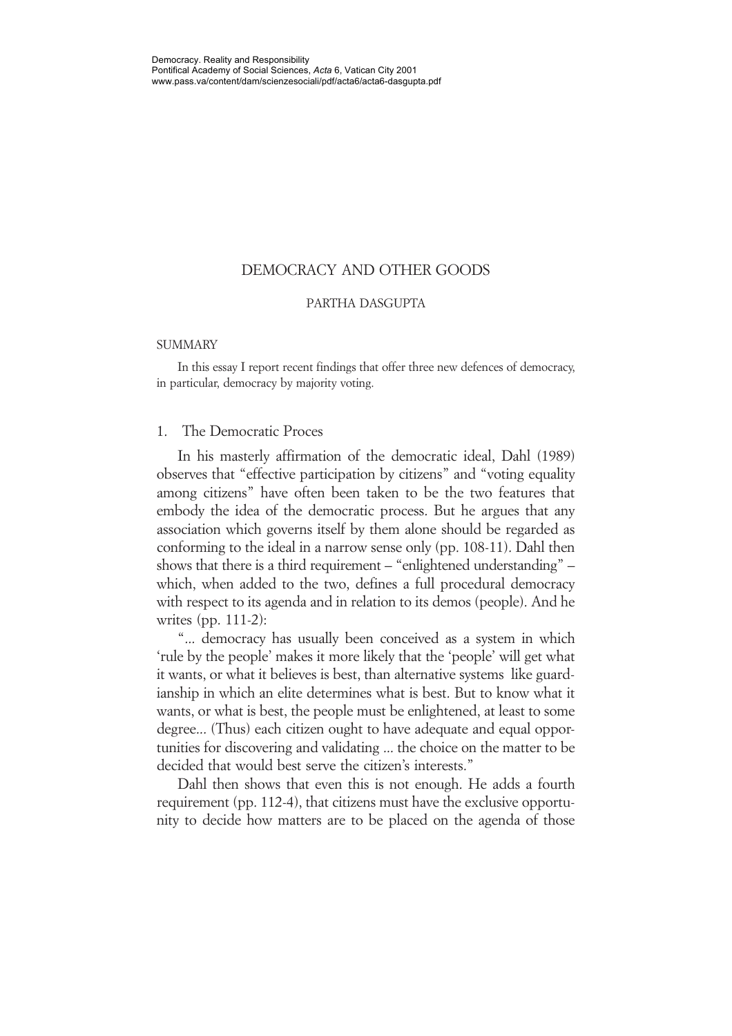# DEMOCRACY AND OTHER GOODS

PARTHA DASGUPTA

SUMMARY

In this essay I report recent findings that offer three new defences of democracy, in particular, democracy by majority voting.

## 1. The Democratic Proces

In his masterly affirmation of the democratic ideal, Dahl (1989) observes that "effective participation by citizens" and "voting equality among citizens" have often been taken to be the two features that embody the idea of the democratic process. But he argues that any association which governs itself by them alone should be regarded as conforming to the ideal in a narrow sense only (pp. 108-11). Dahl then shows that there is a third requirement – "enlightened understanding" – which, when added to the two, defines a full procedural democracy with respect to its agenda and in relation to its demos (people). And he writes (pp. 111-2):

"... democracy has usually been conceived as a system in which 'rule by the people' makes it more likely that the 'people' will get what it wants, or what it believes is best, than alternative systems like guardianship in which an elite determines what is best. But to know what it wants, or what is best, the people must be enlightened, at least to some degree... (Thus) each citizen ought to have adequate and equal opportunities for discovering and validating ... the choice on the matter to be decided that would best serve the citizen's interests."

Dahl then shows that even this is not enough. He adds a fourth requirement (pp. 112-4), that citizens must have the exclusive opportunity to decide how matters are to be placed on the agenda of those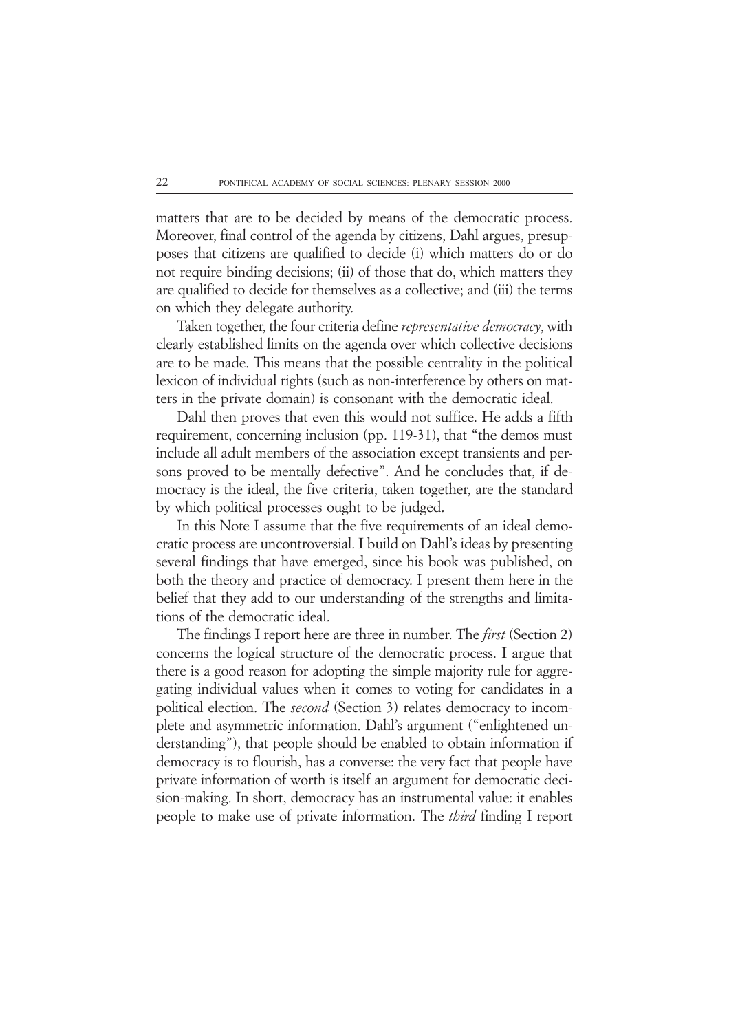matters that are to be decided by means of the democratic process. Moreover, final control of the agenda by citizens, Dahl argues, presupposes that citizens are qualified to decide (i) which matters do or do not require binding decisions; (ii) of those that do, which matters they are qualified to decide for themselves as a collective; and (iii) the terms on which they delegate authority.

Taken together, the four criteria define *representative democracy*, with clearly established limits on the agenda over which collective decisions are to be made. This means that the possible centrality in the political lexicon of individual rights (such as non-interference by others on matters in the private domain) is consonant with the democratic ideal.

Dahl then proves that even this would not suffice. He adds a fifth requirement, concerning inclusion (pp. 119-31), that "the demos must include all adult members of the association except transients and persons proved to be mentally defective". And he concludes that, if democracy is the ideal, the five criteria, taken together, are the standard by which political processes ought to be judged.

In this Note I assume that the five requirements of an ideal democratic process are uncontroversial. I build on Dahl's ideas by presenting several findings that have emerged, since his book was published, on both the theory and practice of democracy. I present them here in the belief that they add to our understanding of the strengths and limitations of the democratic ideal.

The findings I report here are three in number. The *first* (Section 2) concerns the logical structure of the democratic process. I argue that there is a good reason for adopting the simple majority rule for aggregating individual values when it comes to voting for candidates in a political election. The *second* (Section 3) relates democracy to incomplete and asymmetric information. Dahl's argument ("enlightened understanding"), that people should be enabled to obtain information if democracy is to flourish, has a converse: the very fact that people have private information of worth is itself an argument for democratic decision-making. In short, democracy has an instrumental value: it enables people to make use of private information. The *third* finding I report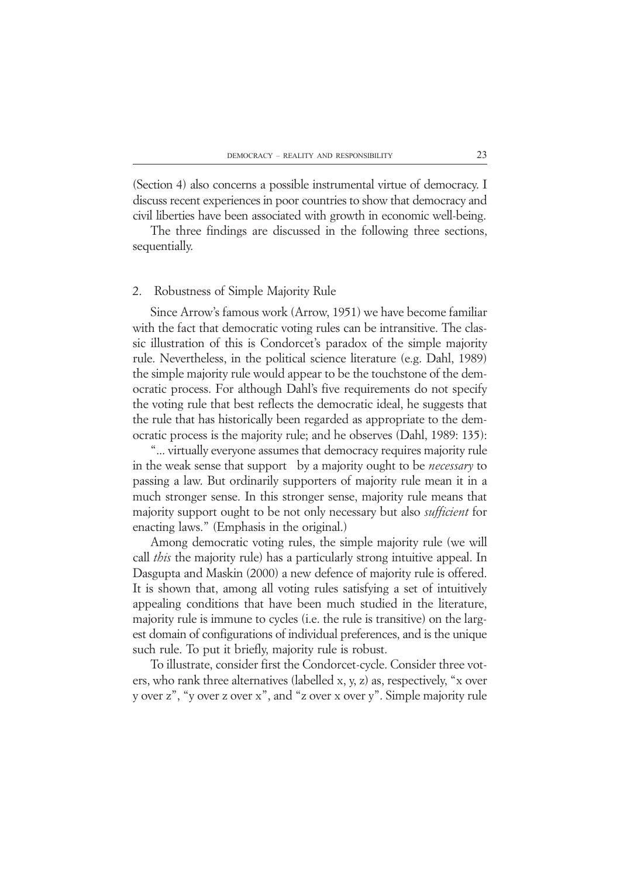(Section 4) also concerns a possible instrumental virtue of democracy. I discuss recent experiences in poor countries to show that democracy and civil liberties have been associated with growth in economic well-being.

The three findings are discussed in the following three sections, sequentially.

## 2. Robustness of Simple Majority Rule

Since Arrow's famous work (Arrow, 1951) we have become familiar with the fact that democratic voting rules can be intransitive. The classic illustration of this is Condorcet's paradox of the simple majority rule. Nevertheless, in the political science literature (e.g. Dahl, 1989) the simple majority rule would appear to be the touchstone of the democratic process. For although Dahl's five requirements do not specify the voting rule that best reflects the democratic ideal, he suggests that the rule that has historically been regarded as appropriate to the democratic process is the majority rule; and he observes (Dahl, 1989: 135):

"... virtually everyone assumes that democracy requires majority rule in the weak sense that support by a majority ought to be *necessary* to passing a law. But ordinarily supporters of majority rule mean it in a much stronger sense. In this stronger sense, majority rule means that majority support ought to be not only necessary but also *sufficient* for enacting laws." (Emphasis in the original.)

Among democratic voting rules, the simple majority rule (we will call *this* the majority rule) has a particularly strong intuitive appeal. In Dasgupta and Maskin (2000) a new defence of majority rule is offered. It is shown that, among all voting rules satisfying a set of intuitively appealing conditions that have been much studied in the literature, majority rule is immune to cycles (i.e. the rule is transitive) on the largest domain of configurations of individual preferences, and is the unique such rule. To put it briefly, majority rule is robust.

To illustrate, consider first the Condorcet-cycle. Consider three voters, who rank three alternatives (labelled x, y, z) as, respectively, "x over y over z", "y over z over x", and "z over x over y". Simple majority rule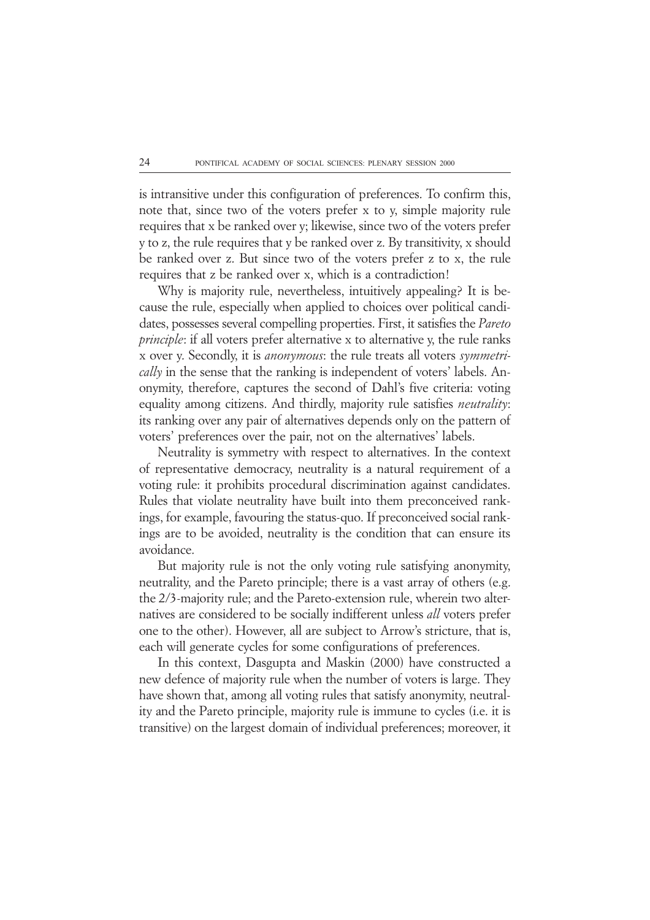is intransitive under this configuration of preferences. To confirm this, note that, since two of the voters prefer x to y, simple majority rule requires that x be ranked over y; likewise, since two of the voters prefer y to z, the rule requires that y be ranked over z. By transitivity, x should be ranked over z. But since two of the voters prefer z to x, the rule requires that z be ranked over x, which is a contradiction!

Why is majority rule, nevertheless, intuitively appealing? It is because the rule, especially when applied to choices over political candidates, possesses several compelling properties. First, it satisfies the *Pareto principle*: if all voters prefer alternative x to alternative y, the rule ranks x over y. Secondly, it is *anonymous*: the rule treats all voters *symmetrically* in the sense that the ranking is independent of voters' labels. Anonymity, therefore, captures the second of Dahl's five criteria: voting equality among citizens. And thirdly, majority rule satisfies *neutrality*: its ranking over any pair of alternatives depends only on the pattern of voters' preferences over the pair, not on the alternatives' labels.

Neutrality is symmetry with respect to alternatives. In the context of representative democracy, neutrality is a natural requirement of a voting rule: it prohibits procedural discrimination against candidates. Rules that violate neutrality have built into them preconceived rankings, for example, favouring the status-quo. If preconceived social rankings are to be avoided, neutrality is the condition that can ensure its avoidance.

But majority rule is not the only voting rule satisfying anonymity, neutrality, and the Pareto principle; there is a vast array of others (e.g. the 2/3-majority rule; and the Pareto-extension rule, wherein two alternatives are considered to be socially indifferent unless *all* voters prefer one to the other). However, all are subject to Arrow's stricture, that is, each will generate cycles for some configurations of preferences.

In this context, Dasgupta and Maskin (2000) have constructed a new defence of majority rule when the number of voters is large. They have shown that, among all voting rules that satisfy anonymity, neutrality and the Pareto principle, majority rule is immune to cycles (i.e. it is transitive) on the largest domain of individual preferences; moreover, it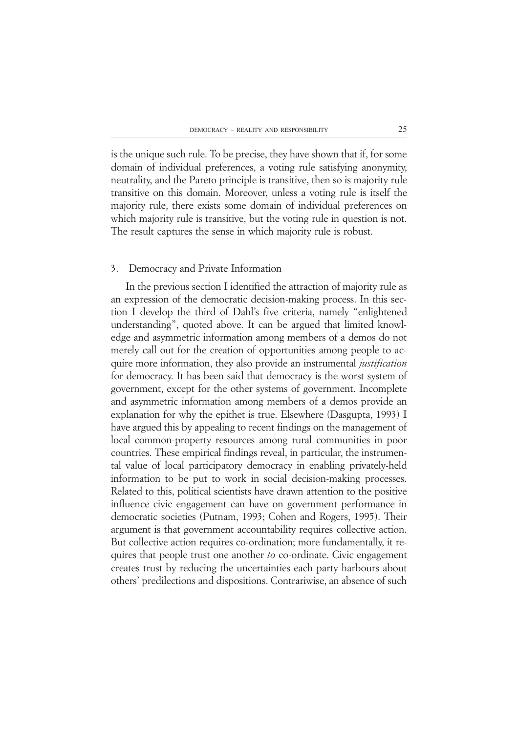is the unique such rule. To be precise, they have shown that if, for some domain of individual preferences, a voting rule satisfying anonymity, neutrality, and the Pareto principle is transitive, then so is majority rule transitive on this domain. Moreover, unless a voting rule is itself the majority rule, there exists some domain of individual preferences on which majority rule is transitive, but the voting rule in question is not. The result captures the sense in which majority rule is robust.

## 3. Democracy and Private Information

In the previous section I identified the attraction of majority rule as an expression of the democratic decision-making process. In this section I develop the third of Dahl's five criteria, namely "enlightened understanding", quoted above. It can be argued that limited knowledge and asymmetric information among members of a demos do not merely call out for the creation of opportunities among people to acquire more information, they also provide an instrumental *justification* for democracy. It has been said that democracy is the worst system of government, except for the other systems of government. Incomplete and asymmetric information among members of a demos provide an explanation for why the epithet is true. Elsewhere (Dasgupta, 1993) I have argued this by appealing to recent findings on the management of local common-property resources among rural communities in poor countries. These empirical findings reveal, in particular, the instrumental value of local participatory democracy in enabling privately-held information to be put to work in social decision-making processes. Related to this, political scientists have drawn attention to the positive influence civic engagement can have on government performance in democratic societies (Putnam, 1993; Cohen and Rogers, 1995). Their argument is that government accountability requires collective action. But collective action requires co-ordination; more fundamentally, it requires that people trust one another *to* co-ordinate. Civic engagement creates trust by reducing the uncertainties each party harbours about others' predilections and dispositions. Contrariwise, an absence of such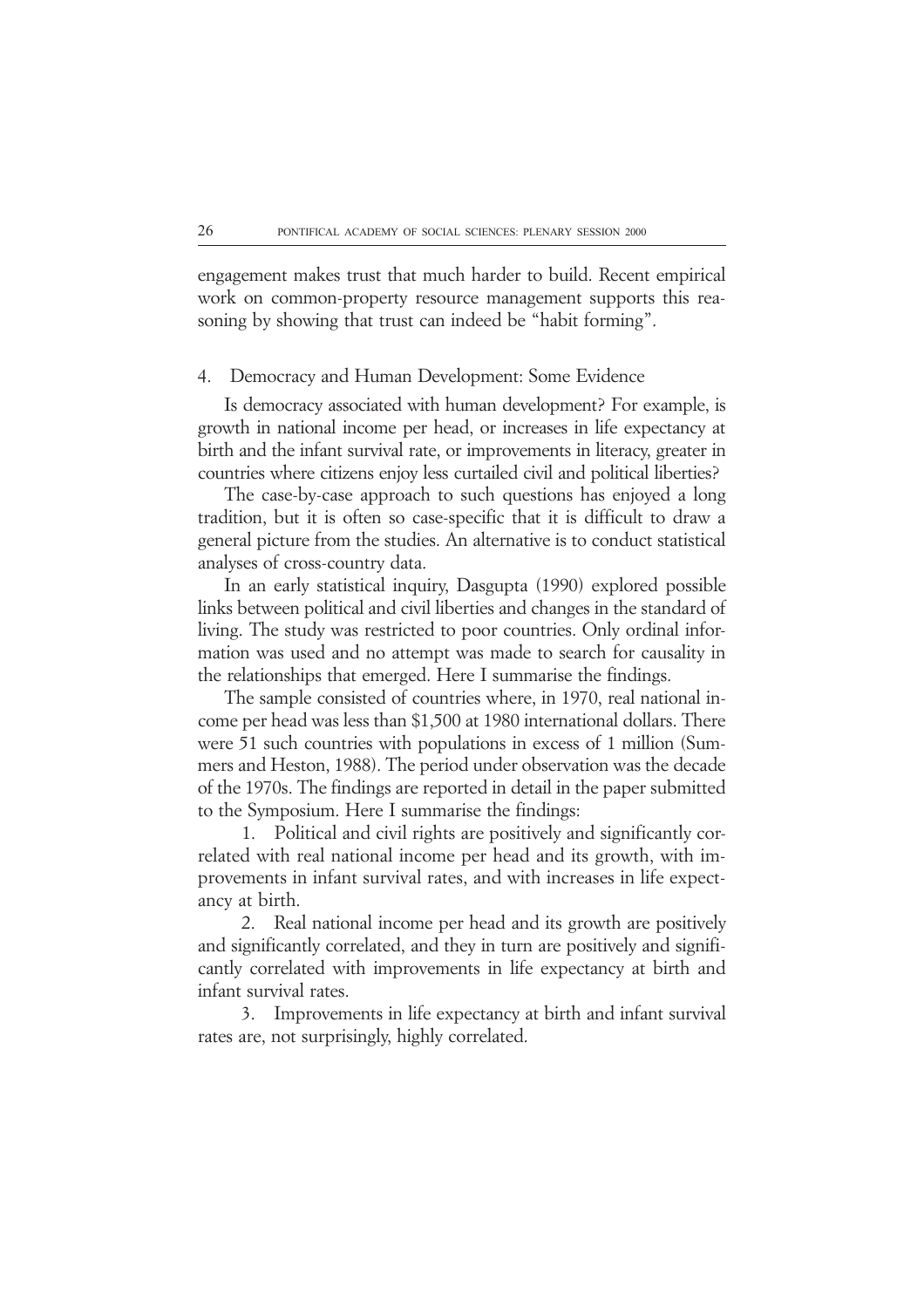engagement makes trust that much harder to build. Recent empirical work on common-property resource management supports this reasoning by showing that trust can indeed be "habit forming".

## 4. Democracy and Human Development: Some Evidence

Is democracy associated with human development? For example, is growth in national income per head, or increases in life expectancy at birth and the infant survival rate, or improvements in literacy, greater in countries where citizens enjoy less curtailed civil and political liberties?

The case-by-case approach to such questions has enjoyed a long tradition, but it is often so case-specific that it is difficult to draw a general picture from the studies. An alternative is to conduct statistical analyses of cross-country data.

In an early statistical inquiry, Dasgupta (1990) explored possible links between political and civil liberties and changes in the standard of living. The study was restricted to poor countries. Only ordinal information was used and no attempt was made to search for causality in the relationships that emerged. Here I summarise the findings.

The sample consisted of countries where, in 1970, real national income per head was less than $1,500 at 1980 international dollars. There were 51 such countries with populations in excess of 1 million (Summers and Heston, 1988). The period under observation was the decade of the 1970s. The findings are reported in detail in the paper submitted to the Symposium. Here I summarise the findings:

1. Political and civil rights are positively and significantly correlated with real national income per head and its growth, with improvements in infant survival rates, and with increases in life expectancy at birth.
2. Real national income per head and its growth are positively and significantly correlated, and they in turn are positively and significantly correlated with improvements in life expectancy at birth and infant survival rates.
3. Improvements in life expectancy at birth and infant survival rates are, not surprisingly, highly correlated.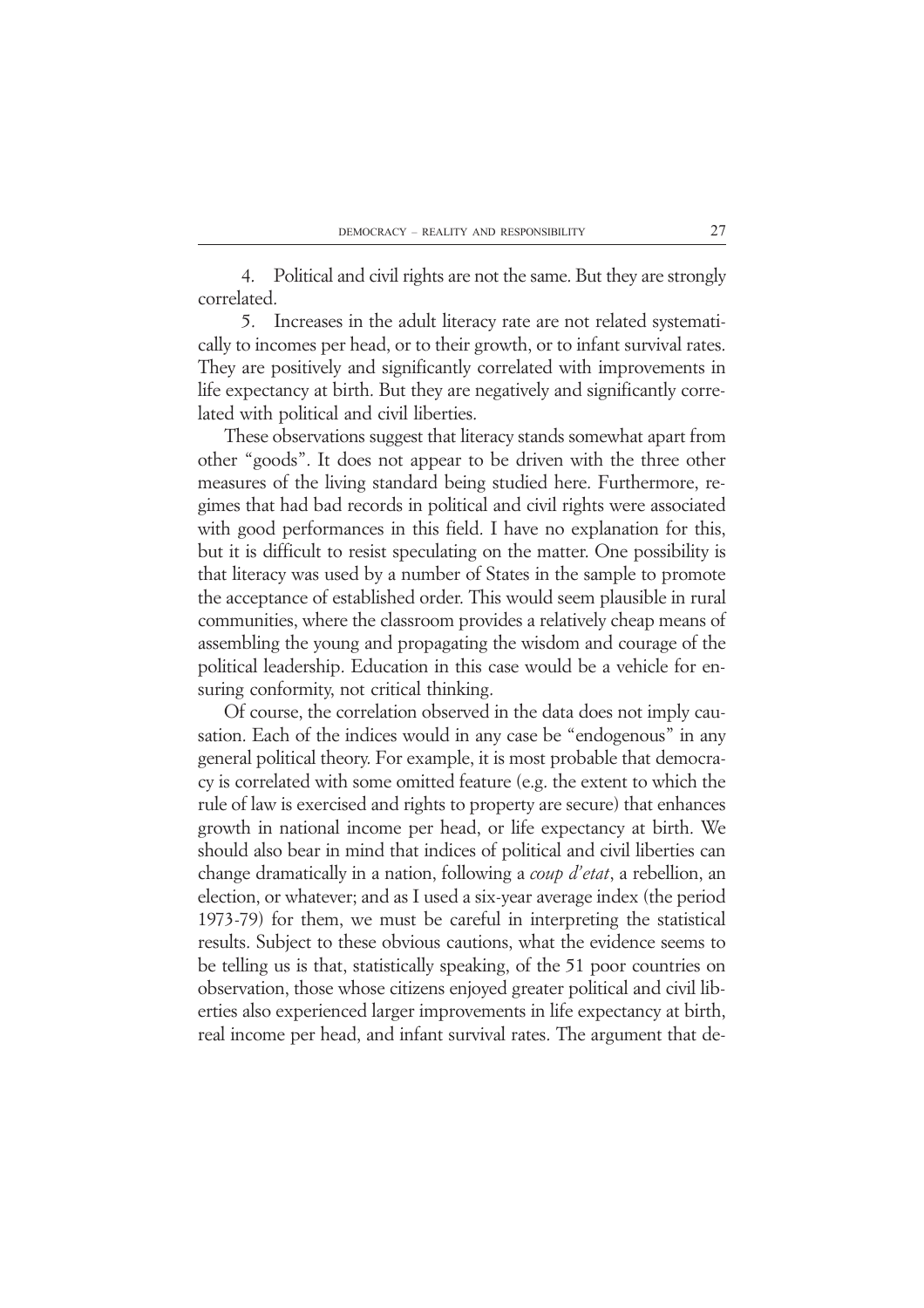4. Political and civil rights are not the same. But they are strongly correlated.

5. Increases in the adult literacy rate are not related systematically to incomes per head, or to their growth, or to infant survival rates. They are positively and significantly correlated with improvements in life expectancy at birth. But they are negatively and significantly correlated with political and civil liberties.

These observations suggest that literacy stands somewhat apart from other "goods". It does not appear to be driven with the three other measures of the living standard being studied here. Furthermore, regimes that had bad records in political and civil rights were associated with good performances in this field. I have no explanation for this, but it is difficult to resist speculating on the matter. One possibility is that literacy was used by a number of States in the sample to promote the acceptance of established order. This would seem plausible in rural communities, where the classroom provides a relatively cheap means of assembling the young and propagating the wisdom and courage of the political leadership. Education in this case would be a vehicle for ensuring conformity, not critical thinking.

Of course, the correlation observed in the data does not imply causation. Each of the indices would in any case be "endogenous" in any general political theory. For example, it is most probable that democracy is correlated with some omitted feature (e.g. the extent to which the rule of law is exercised and rights to property are secure) that enhances growth in national income per head, or life expectancy at birth. We should also bear in mind that indices of political and civil liberties can change dramatically in a nation, following a *coup d'etat*, a rebellion, an election, or whatever; and as I used a six-year average index (the period 1973-79) for them, we must be careful in interpreting the statistical results. Subject to these obvious cautions, what the evidence seems to be telling us is that, statistically speaking, of the 51 poor countries on observation, those whose citizens enjoyed greater political and civil liberties also experienced larger improvements in life expectancy at birth, real income per head, and infant survival rates. The argument that de-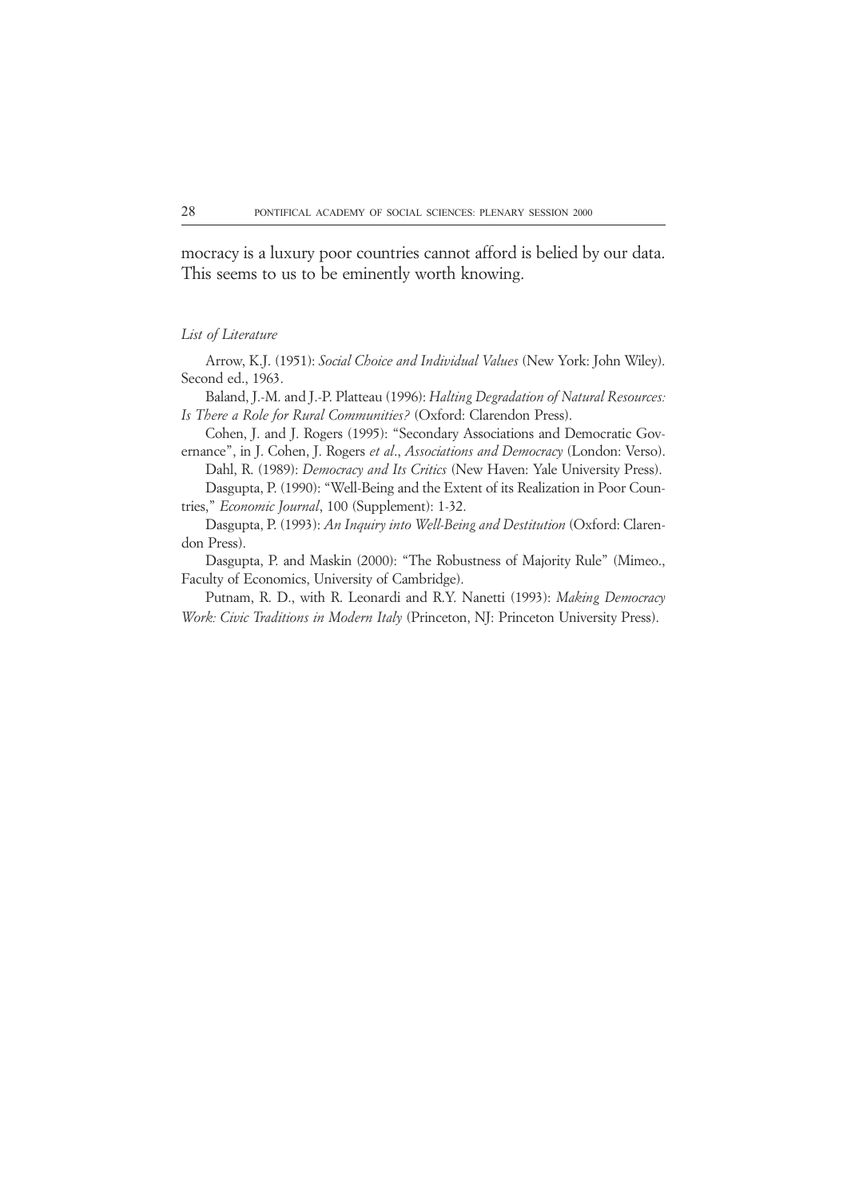mocracy is a luxury poor countries cannot afford is belied by our data. This seems to us to be eminently worth knowing.

*List of Literature*

Arrow, K.J. (1951): *Social Choice and Individual Values* (New York: John Wiley). Second ed., 1963.

Baland, J.-M. and J.-P. Platteau (1996): *Halting Degradation of Natural Resources: Is There a Role for Rural Communities?* (Oxford: Clarendon Press).

Cohen, J. and J. Rogers (1995): "Secondary Associations and Democratic Governance", in J. Cohen, J. Rogers *et al*., *Associations and Democracy* (London: Verso).

Dahl, R. (1989): *Democracy and Its Critics* (New Haven: Yale University Press).

Dasgupta, P. (1990): "Well-Being and the Extent of its Realization in Poor Countries," *Economic Journal*, 100 (Supplement): 1-32.

Dasgupta, P. (1993): *An Inquiry into Well-Being and Destitution* (Oxford: Clarendon Press).

Dasgupta, P. and Maskin (2000): "The Robustness of Majority Rule" (Mimeo., Faculty of Economics, University of Cambridge).

Putnam, R. D., with R. Leonardi and R.Y. Nanetti (1993): *Making Democracy Work: Civic Traditions in Modern Italy* (Princeton, NJ: Princeton University Press).